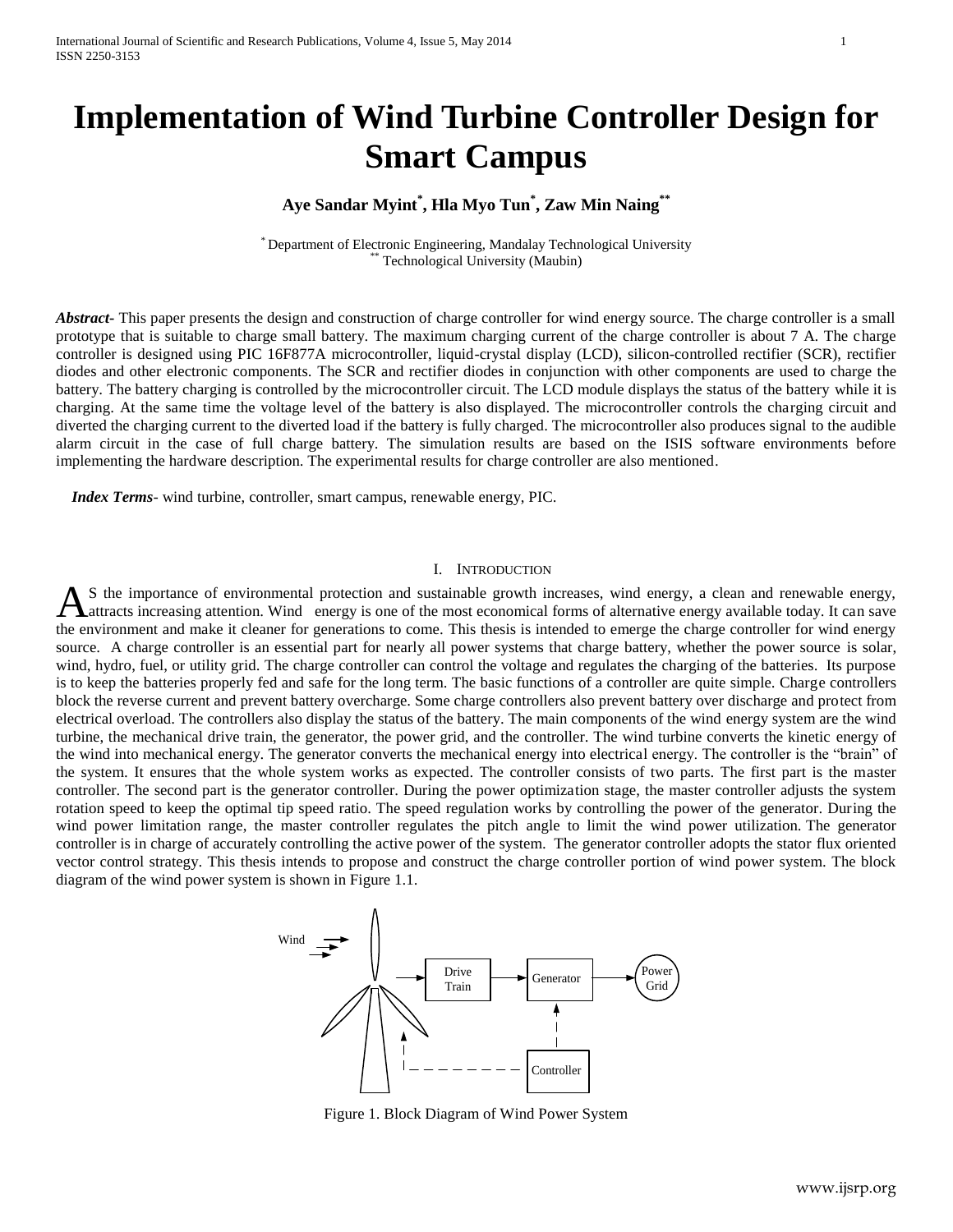# Implementation of Wind Turbine Controller Design for Smart Campus

**Aye Sandar Myint[*], Hla Myo Tun[*], Zaw Min Naing[**]**

[*] Department of Electronic Engineering, Mandalay Technological University
[**] Technological University (Maubin)

***Abstract***- This paper presents the design and construction of charge controller for wind energy source. The charge controller is a small prototype that is suitable to charge small battery. The maximum charging current of the charge controller is about 7 A. The charge controller is designed using PIC 16F877A microcontroller, liquid-crystal display (LCD), silicon-controlled rectifier (SCR), rectifier diodes and other electronic components. The SCR and rectifier diodes in conjunction with other components are used to charge the battery. The battery charging is controlled by the microcontroller circuit. The LCD module displays the status of the battery while it is charging. At the same time the voltage level of the battery is also displayed. The microcontroller controls the charging circuit and diverted the charging current to the diverted load if the battery is fully charged. The microcontroller also produces signal to the audible alarm circuit in the case of full charge battery. The simulation results are based on the ISIS software environments before implementing the hardware description. The experimental results for charge controller are also mentioned.

***Index Terms***- wind turbine, controller, smart campus, renewable energy, PIC.

## I. Introduction

As the importance of environmental protection and sustainable growth increases, wind energy, a clean and renewable energy, attracts increasing attention. Wind energy is one of the most economical forms of alternative energy available today. It can save the environment and make it cleaner for generations to come. This thesis is intended to emerge the charge controller for wind energy source. A charge controller is an essential part for nearly all power systems that charge battery, whether the power source is solar, wind, hydro, fuel, or utility grid. The charge controller can control the voltage and regulates the charging of the batteries. Its purpose is to keep the batteries properly fed and safe for the long term. The basic functions of a controller are quite simple. Charge controllers block the reverse current and prevent battery overcharge. Some charge controllers also prevent battery over discharge and protect from electrical overload. The controllers also display the status of the battery. The main components of the wind energy system are the wind turbine, the mechanical drive train, the generator, the power grid, and the controller. The wind turbine converts the kinetic energy of the wind into mechanical energy. The generator converts the mechanical energy into electrical energy. The controller is the "brain" of the system. It ensures that the whole system works as expected. The controller consists of two parts. The first part is the master controller. The second part is the generator controller. During the power optimization stage, the master controller adjusts the system rotation speed to keep the optimal tip speed ratio. The speed regulation works by controlling the power of the generator. During the wind power limitation range, the master controller regulates the pitch angle to limit the wind power utilization. The generator controller is in charge of accurately controlling the active power of the system. The generator controller adopts the stator flux oriented vector control strategy. This thesis intends to propose and construct the charge controller portion of wind power system. The block diagram of the wind power system is shown in Figure 1.1.

Wind → Drive Train → Generator → Power Grid; Controller

Figure 1. Block Diagram of Wind Power System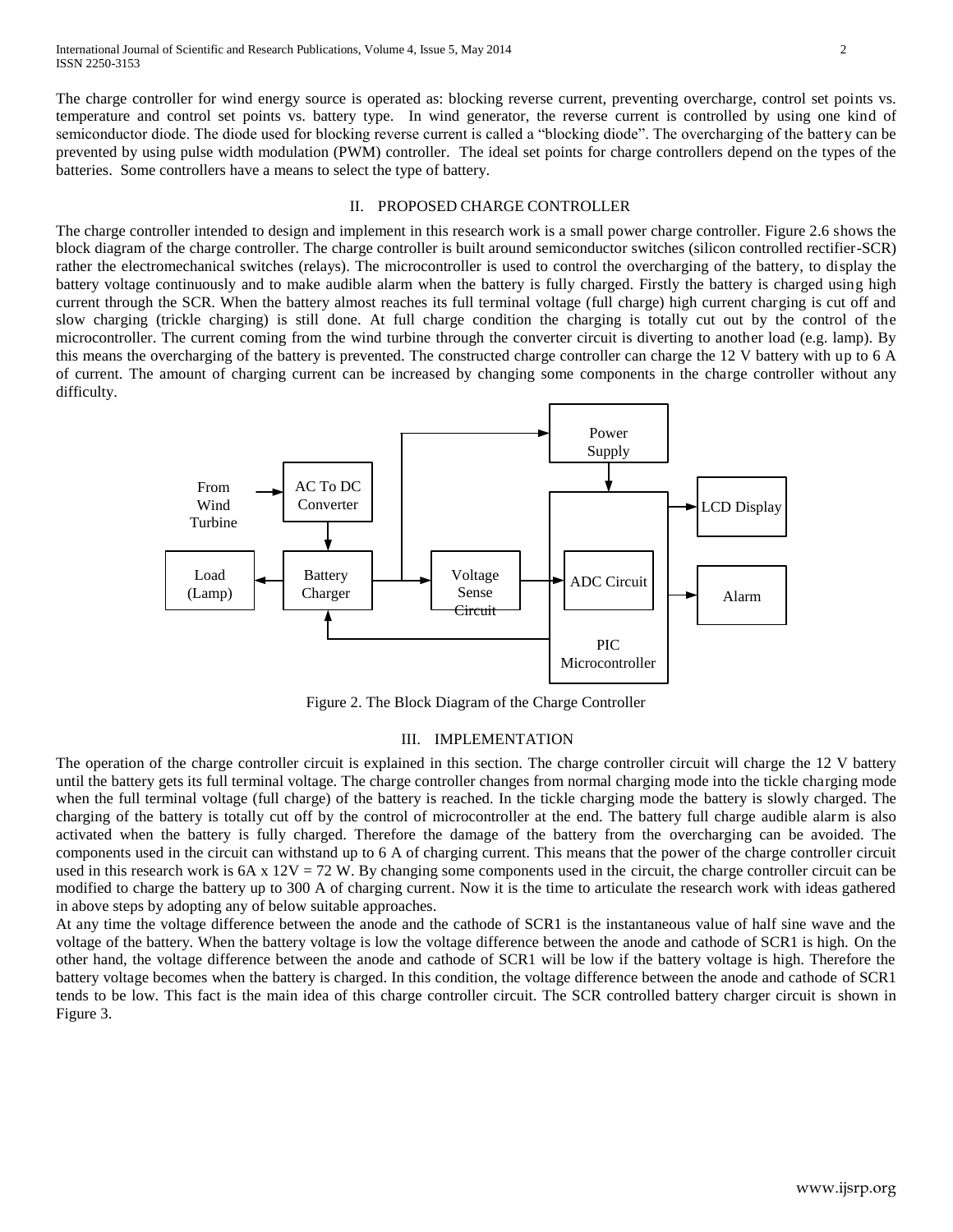The charge controller for wind energy source is operated as: blocking reverse current, preventing overcharge, control set points vs. temperature and control set points vs. battery type. In wind generator, the reverse current is controlled by using one kind of semiconductor diode. The diode used for blocking reverse current is called a "blocking diode". The overcharging of the battery can be prevented by using pulse width modulation (PWM) controller. The ideal set points for charge controllers depend on the types of the batteries. Some controllers have a means to select the type of battery.

## II. PROPOSED CHARGE CONTROLLER

The charge controller intended to design and implement in this research work is a small power charge controller. Figure 2.6 shows the block diagram of the charge controller. The charge controller is built around semiconductor switches (silicon controlled rectifier-SCR) rather the electromechanical switches (relays). The microcontroller is used to control the overcharging of the battery, to display the battery voltage continuously and to make audible alarm when the battery is fully charged. Firstly the battery is charged using high current through the SCR. When the battery almost reaches its full terminal voltage (full charge) high current charging is cut off and slow charging (trickle charging) is still done. At full charge condition the charging is totally cut out by the control of the microcontroller. The current coming from the wind turbine through the converter circuit is diverting to another load (e.g. lamp). By this means the overcharging of the battery is prevented. The constructed charge controller can charge the 12 V battery with up to 6 A of current. The amount of charging current can be increased by changing some components in the charge controller without any difficulty.

Figure 2. The Block Diagram of the Charge Controller

## III. IMPLEMENTATION

The operation of the charge controller circuit is explained in this section. The charge controller circuit will charge the 12 V battery until the battery gets its full terminal voltage. The charge controller changes from normal charging mode into the tickle charging mode when the full terminal voltage (full charge) of the battery is reached. In the tickle charging mode the battery is slowly charged. The charging of the battery is totally cut off by the control of microcontroller at the end. The battery full charge audible alarm is also activated when the battery is fully charged. Therefore the damage of the battery from the overcharging can be avoided. The components used in the circuit can withstand up to 6 A of charging current. This means that the power of the charge controller circuit used in this research work is 6A x 12V = 72 W. By changing some components used in the circuit, the charge controller circuit can be modified to charge the battery up to 300 A of charging current. Now it is the time to articulate the research work with ideas gathered in above steps by adopting any of below suitable approaches.

At any time the voltage difference between the anode and the cathode of SCR1 is the instantaneous value of half sine wave and the voltage of the battery. When the battery voltage is low the voltage difference between the anode and cathode of SCR1 is high. On the other hand, the voltage difference between the anode and cathode of SCR1 will be low if the battery voltage is high. Therefore the battery voltage becomes when the battery is charged. In this condition, the voltage difference between the anode and cathode of SCR1 tends to be low. This fact is the main idea of this charge controller circuit. The SCR controlled battery charger circuit is shown in Figure 3.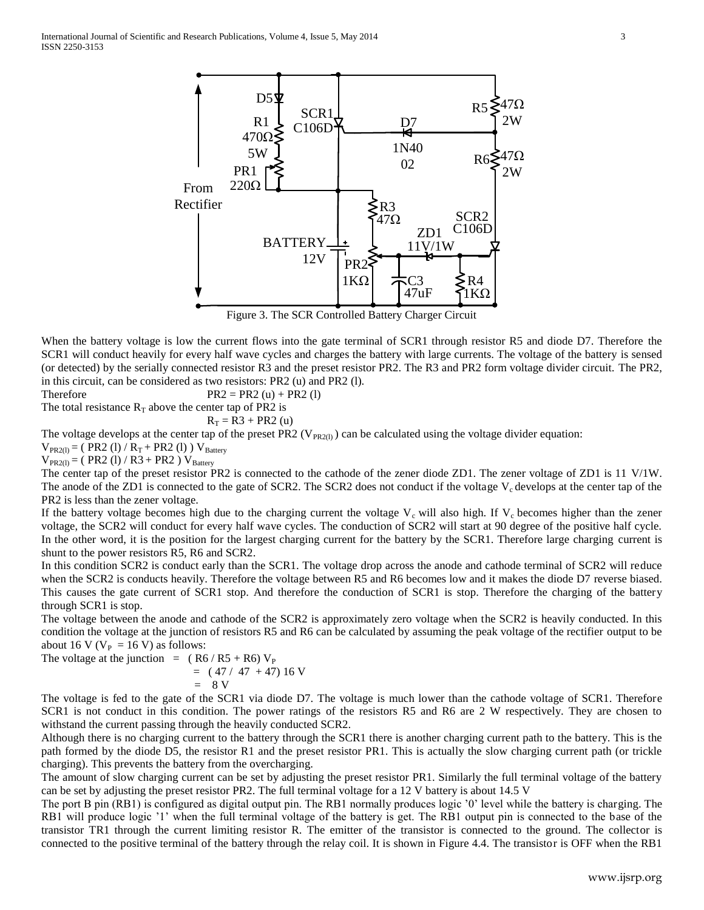Figure 3. The SCR Controlled Battery Charger Circuit

When the battery voltage is low the current flows into the gate terminal of SCR1 through resistor R5 and diode D7. Therefore the SCR1 will conduct heavily for every half wave cycles and charges the battery with large currents. The voltage of the battery is sensed (or detected) by the serially connected resistor R3 and the preset resistor PR2. The R3 and PR2 form voltage divider circuit. The PR2, in this circuit, can be considered as two resistors: PR2 (u) and PR2 (l).

Therefore $\quad PR2 = PR2\,(u) + PR2\,(l)$

The total resistance $R_T$ above the center tap of PR2 is

$$R_T = R3 + PR2\,(u)$$

The voltage develops at the center tap of the preset PR2 ($V_{PR2(l)}$) can be calculated using the voltage divider equation:

$V_{PR2(l)} = (\, PR2\,(l) / R_T + PR2\,(l)\,)\, V_{Battery}$

$V_{PR2(l)} = (\, PR2\,(l) / R3 + PR2\,)\, V_{Battery}$

The center tap of the preset resistor PR2 is connected to the cathode of the zener diode ZD1. The zener voltage of ZD1 is 11 V/1W. The anode of the ZD1 is connected to the gate of SCR2. The SCR2 does not conduct if the voltage $V_c$ develops at the center tap of the PR2 is less than the zener voltage.

If the battery voltage becomes high due to the charging current the voltage $V_c$ will also high. If $V_c$ becomes higher than the zener voltage, the SCR2 will conduct for every half wave cycles. The conduction of SCR2 will start at 90 degree of the positive half cycle. In the other word, it is the position for the largest charging current for the battery by the SCR1. Therefore large charging current is shunt to the power resistors R5, R6 and SCR2.

In this condition SCR2 is conduct early than the SCR1. The voltage drop across the anode and cathode terminal of SCR2 will reduce when the SCR2 is conducts heavily. Therefore the voltage between R5 and R6 becomes low and it makes the diode D7 reverse biased. This causes the gate current of SCR1 stop. And therefore the conduction of SCR1 is stop. Therefore the charging of the battery through SCR1 is stop.

The voltage between the anode and cathode of the SCR2 is approximately zero voltage when the SCR2 is heavily conducted. In this condition the voltage at the junction of resistors R5 and R6 can be calculated by assuming the peak voltage of the rectifier output to be about 16 V ($V_P = 16$ V) as follows:

$$\text{The voltage at the junction} = (\, R6 / R5 + R6)\, V_P$$

$$= (\, 47 / 47 + 47)\, 16\text{ V}$$

$$= 8\text{ V}$$

The voltage is fed to the gate of the SCR1 via diode D7. The voltage is much lower than the cathode voltage of SCR1. Therefore SCR1 is not conduct in this condition. The power ratings of the resistors R5 and R6 are 2 W respectively. They are chosen to withstand the current passing through the heavily conducted SCR2.

Although there is no charging current to the battery through the SCR1 there is another charging current path to the battery. This is the path formed by the diode D5, the resistor R1 and the preset resistor PR1. This is actually the slow charging current path (or trickle charging). This prevents the battery from the overcharging.

The amount of slow charging current can be set by adjusting the preset resistor PR1. Similarly the full terminal voltage of the battery can be set by adjusting the preset resistor PR2. The full terminal voltage for a 12 V battery is about 14.5 V

The port B pin (RB1) is configured as digital output pin. The RB1 normally produces logic '0' level while the battery is charging. The RB1 will produce logic '1' when the full terminal voltage of the battery is get. The RB1 output pin is connected to the base of the transistor TR1 through the current limiting resistor R. The emitter of the transistor is connected to the ground. The collector is connected to the positive terminal of the battery through the relay coil. It is shown in Figure 4.4. The transistor is OFF when the RB1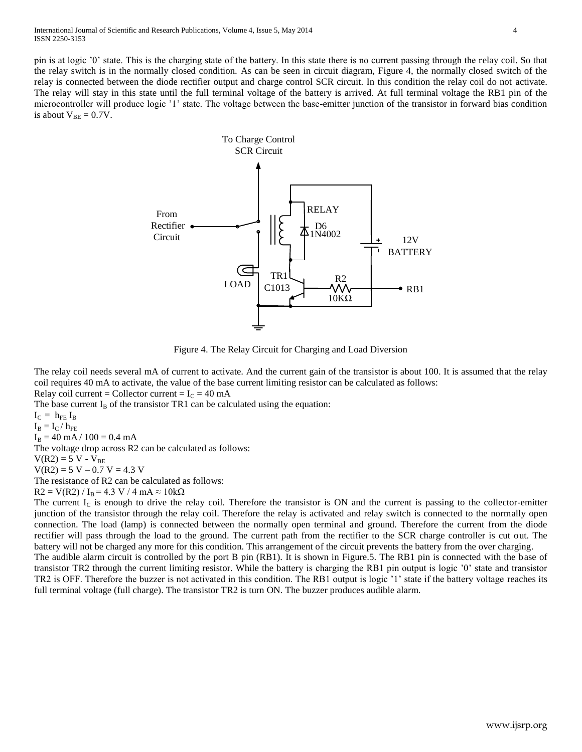pin is at logic '0' state. This is the charging state of the battery. In this state there is no current passing through the relay coil. So that the relay switch is in the normally closed condition. As can be seen in circuit diagram, Figure 4, the normally closed switch of the relay is connected between the diode rectifier output and charge control SCR circuit. In this condition the relay coil do not activate. The relay will stay in this state until the full terminal voltage of the battery is arrived. At full terminal voltage the RB1 pin of the microcontroller will produce logic '1' state. The voltage between the base-emitter junction of the transistor in forward bias condition is about $V_{BE} = 0.7V$.

Figure 4. The Relay Circuit for Charging and Load Diversion

The relay coil needs several mA of current to activate. And the current gain of the transistor is about 100. It is assumed that the relay coil requires 40 mA to activate, the value of the base current limiting resistor can be calculated as follows:

Relay coil current = Collector current = $I_C$ = 40 mA

The base current $I_B$ of the transistor TR1 can be calculated using the equation:

$I_C = h_{FE} I_B$

$I_B = I_C / h_{FE}$

$I_B$ = 40 mA / 100 = 0.4 mA

The voltage drop across R2 can be calculated as follows:

$V(R2) = 5\text{ V} - V_{BE}$

$V(R2) = 5\text{ V} – 0.7\text{ V} = 4.3\text{ V}$

The resistance of R2 can be calculated as follows:

$R2 = V(R2) / I_B = 4.3\text{ V} / 4\text{ mA} \approx 10\text{k}\Omega$

The current $I_C$ is enough to drive the relay coil. Therefore the transistor is ON and the current is passing to the collector-emitter junction of the transistor through the relay coil. Therefore the relay is activated and relay switch is connected to the normally open connection. The load (lamp) is connected between the normally open terminal and ground. Therefore the current from the diode rectifier will pass through the load to the ground. The current path from the rectifier to the SCR charge controller is cut out. The battery will not be charged any more for this condition. This arrangement of the circuit prevents the battery from the over charging.

The audible alarm circuit is controlled by the port B pin (RB1). It is shown in Figure.5. The RB1 pin is connected with the base of transistor TR2 through the current limiting resistor. While the battery is charging the RB1 pin output is logic '0' state and transistor TR2 is OFF. Therefore the buzzer is not activated in this condition. The RB1 output is logic '1' state if the battery voltage reaches its full terminal voltage (full charge). The transistor TR2 is turn ON. The buzzer produces audible alarm.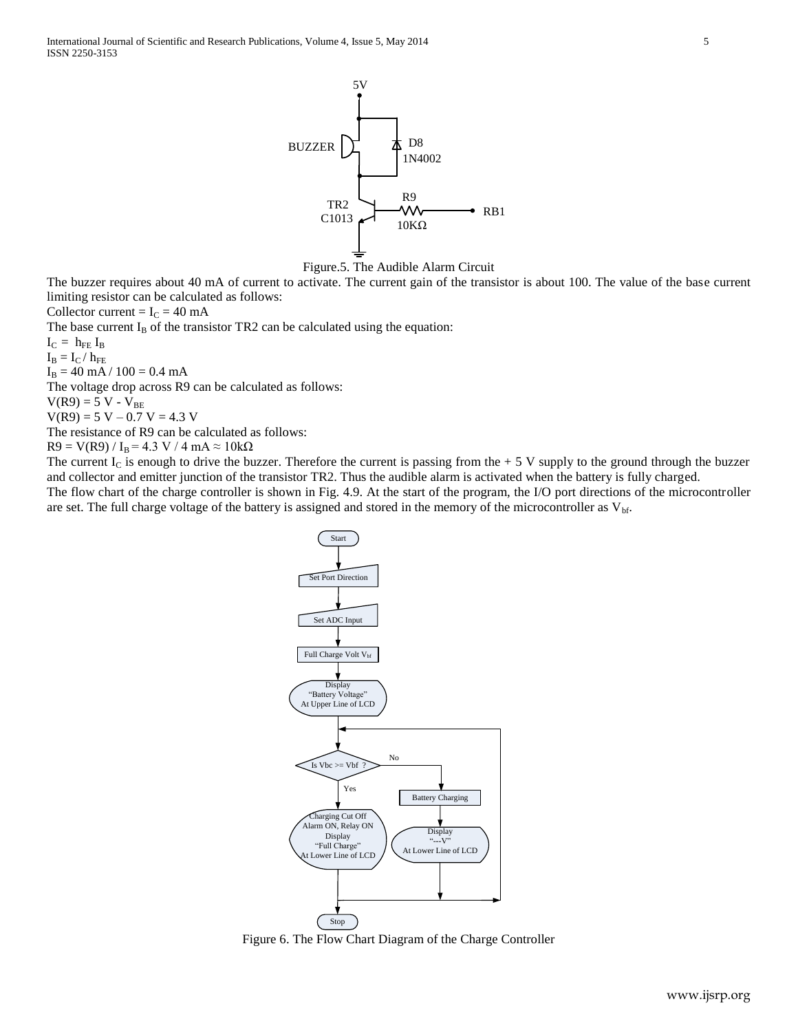Figure.5. The Audible Alarm Circuit

The buzzer requires about 40 mA of current to activate. The current gain of the transistor is about 100. The value of the base current limiting resistor can be calculated as follows:

Collector current = $I_C$ = 40 mA

The base current $I_B$ of the transistor TR2 can be calculated using the equation:

$I_C = h_{FE} I_B$

$I_B = I_C / h_{FE}$

$I_B$ = 40 mA / 100 = 0.4 mA

The voltage drop across R9 can be calculated as follows:

V(R9) = 5 V - $V_{BE}$

V(R9) = 5 V – 0.7 V = 4.3 V

The resistance of R9 can be calculated as follows:

R9 = V(R9) / $I_B$ = 4.3 V / 4 mA ≈ 10kΩ

The current $I_C$ is enough to drive the buzzer. Therefore the current is passing from the + 5 V supply to the ground through the buzzer and collector and emitter junction of the transistor TR2. Thus the audible alarm is activated when the battery is fully charged.

The flow chart of the charge controller is shown in Fig. 4.9. At the start of the program, the I/O port directions of the microcontroller are set. The full charge voltage of the battery is assigned and stored in the memory of the microcontroller as $V_{bf}$.

Figure 6. The Flow Chart Diagram of the Charge Controller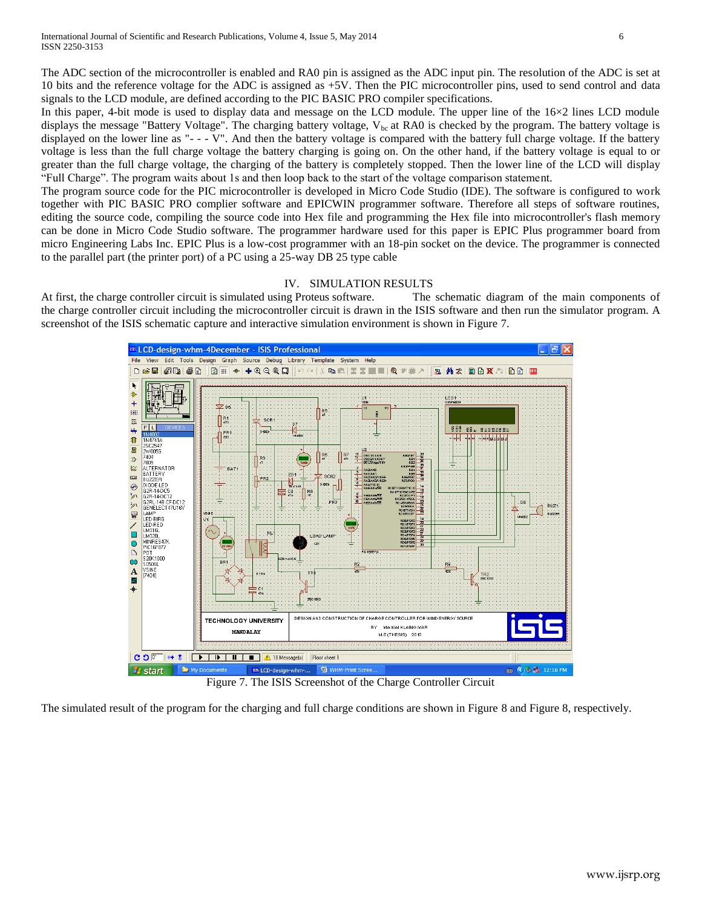The ADC section of the microcontroller is enabled and RA0 pin is assigned as the ADC input pin. The resolution of the ADC is set at 10 bits and the reference voltage for the ADC is assigned as +5V. Then the PIC microcontroller pins, used to send control and data signals to the LCD module, are defined according to the PIC BASIC PRO compiler specifications.

In this paper, 4-bit mode is used to display data and message on the LCD module. The upper line of the 16×2 lines LCD module displays the message "Battery Voltage". The charging battery voltage, $V_{bc}$ at RA0 is checked by the program. The battery voltage is displayed on the lower line as "- - - V". And then the battery voltage is compared with the battery full charge voltage. If the battery voltage is less than the full charge voltage the battery charging is going on. On the other hand, if the battery voltage is equal to or greater than the full charge voltage, the charging of the battery is completely stopped. Then the lower line of the LCD will display "Full Charge". The program waits about 1s and then loop back to the start of the voltage comparison statement.

The program source code for the PIC microcontroller is developed in Micro Code Studio (IDE). The software is configured to work together with PIC BASIC PRO complier software and EPICWIN programmer software. Therefore all steps of software routines, editing the source code, compiling the source code into Hex file and programming the Hex file into microcontroller's flash memory can be done in Micro Code Studio software. The programmer hardware used for this paper is EPIC Plus programmer board from micro Engineering Labs Inc. EPIC Plus is a low-cost programmer with an 18-pin socket on the device. The programmer is connected to the parallel part (the printer port) of a PC using a 25-way DB 25 type cable

## IV. SIMULATION RESULTS

At first, the charge controller circuit is simulated using Proteus software. The schematic diagram of the main components of the charge controller circuit including the microcontroller circuit is drawn in the ISIS software and then run the simulator program. A screenshot of the ISIS schematic capture and interactive simulation environment is shown in Figure 7.

Figure 7. The ISIS Screenshot of the Charge Controller Circuit

The simulated result of the program for the charging and full charge conditions are shown in Figure 8 and Figure 8, respectively.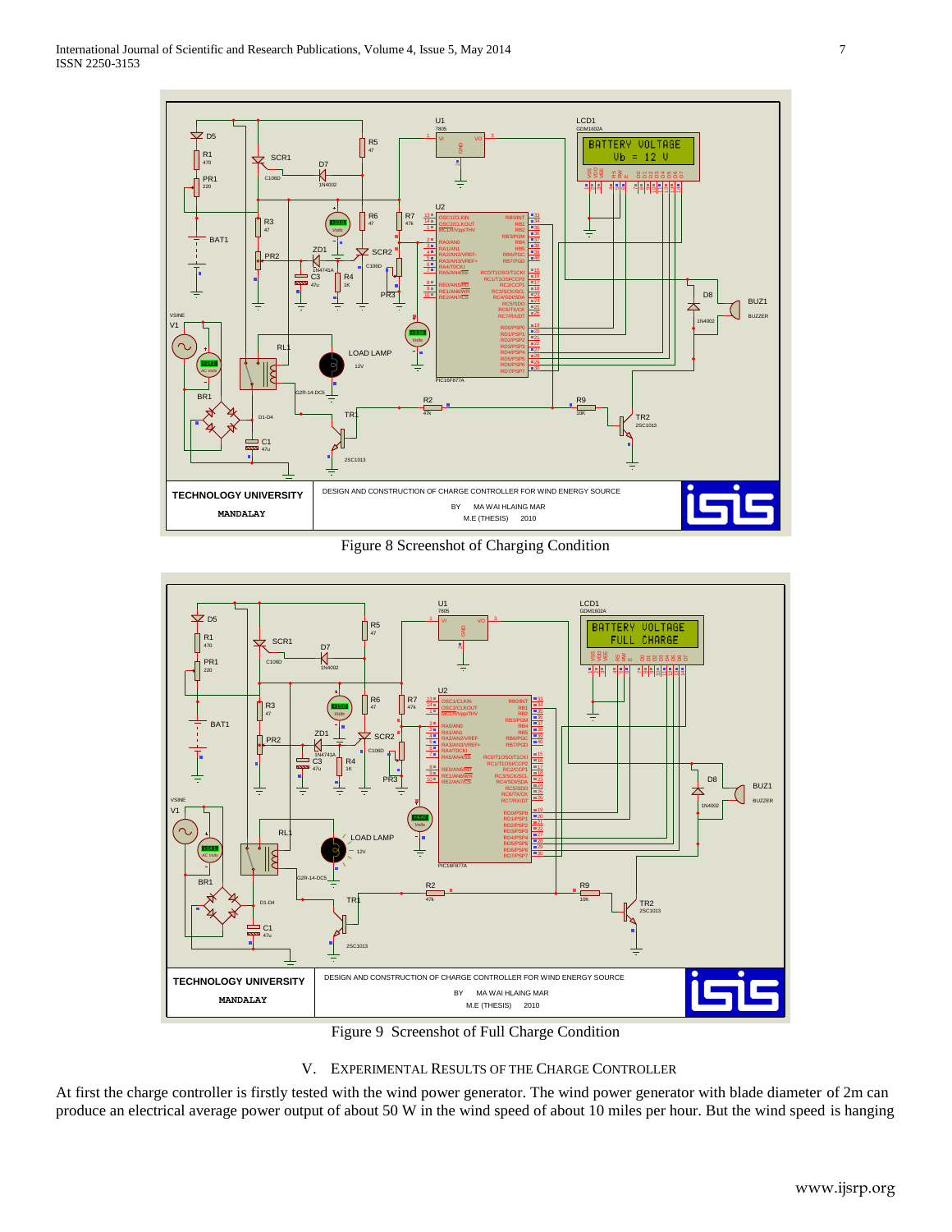Figure 8 Screenshot of Charging Condition

Figure 9 Screenshot of Full Charge Condition

## V. Experimental Results of the Charge Controller

At first the charge controller is firstly tested with the wind power generator. The wind power generator with blade diameter of 2m can produce an electrical average power output of about 50 W in the wind speed of about 10 miles per hour. But the wind speed is hanging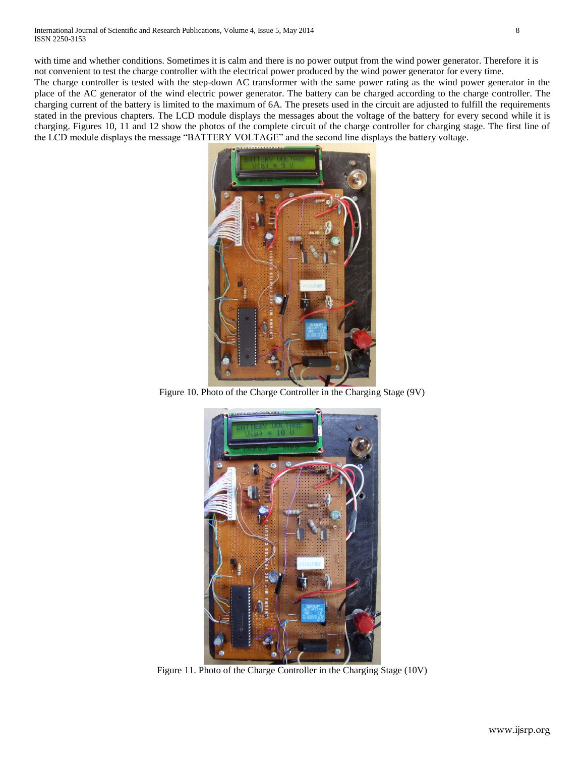with time and whether conditions. Sometimes it is calm and there is no power output from the wind power generator. Therefore it is not convenient to test the charge controller with the electrical power produced by the wind power generator for every time.

The charge controller is tested with the step-down AC transformer with the same power rating as the wind power generator in the place of the AC generator of the wind electric power generator. The battery can be charged according to the charge controller. The charging current of the battery is limited to the maximum of 6A. The presets used in the circuit are adjusted to fulfill the requirements stated in the previous chapters. The LCD module displays the messages about the voltage of the battery for every second while it is charging. Figures 10, 11 and 12 show the photos of the complete circuit of the charge controller for charging stage. The first line of the LCD module displays the message "BATTERY VOLTAGE" and the second line displays the battery voltage.

Figure 10. Photo of the Charge Controller in the Charging Stage (9V)

Figure 11. Photo of the Charge Controller in the Charging Stage (10V)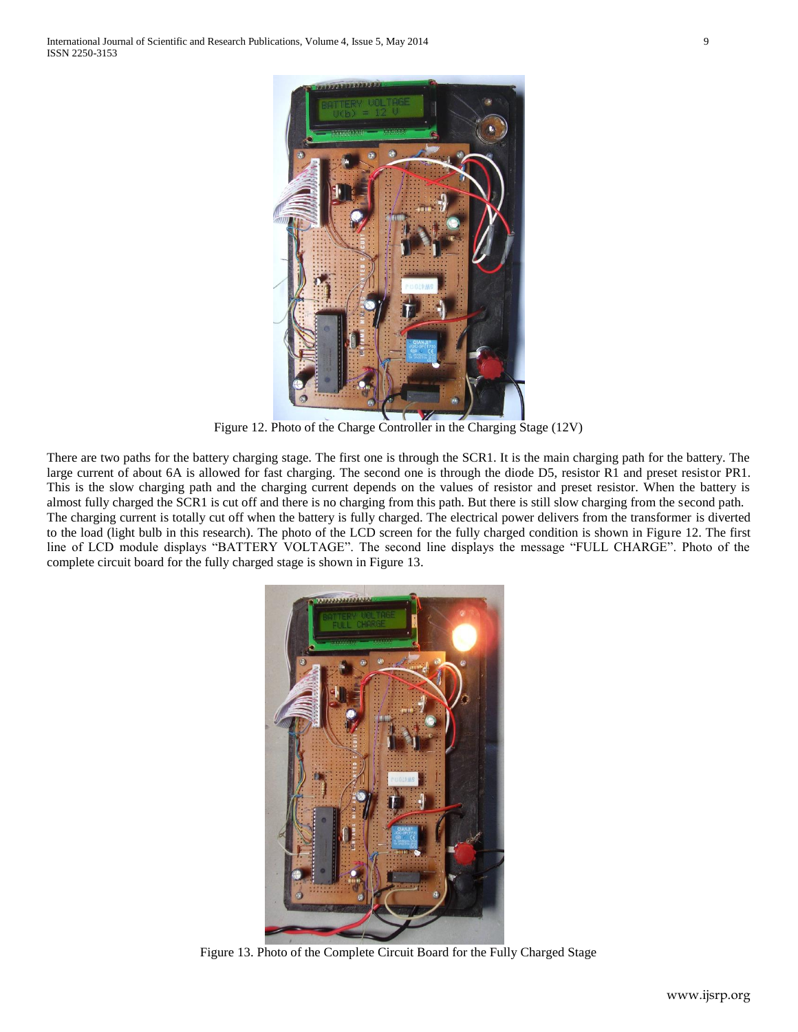Figure 12. Photo of the Charge Controller in the Charging Stage (12V)

There are two paths for the battery charging stage. The first one is through the SCR1. It is the main charging path for the battery. The large current of about 6A is allowed for fast charging. The second one is through the diode D5, resistor R1 and preset resistor PR1. This is the slow charging path and the charging current depends on the values of resistor and preset resistor. When the battery is almost fully charged the SCR1 is cut off and there is no charging from this path. But there is still slow charging from the second path. The charging current is totally cut off when the battery is fully charged. The electrical power delivers from the transformer is diverted to the load (light bulb in this research). The photo of the LCD screen for the fully charged condition is shown in Figure 12. The first line of LCD module displays "BATTERY VOLTAGE". The second line displays the message "FULL CHARGE". Photo of the complete circuit board for the fully charged stage is shown in Figure 13.

Figure 13. Photo of the Complete Circuit Board for the Fully Charged Stage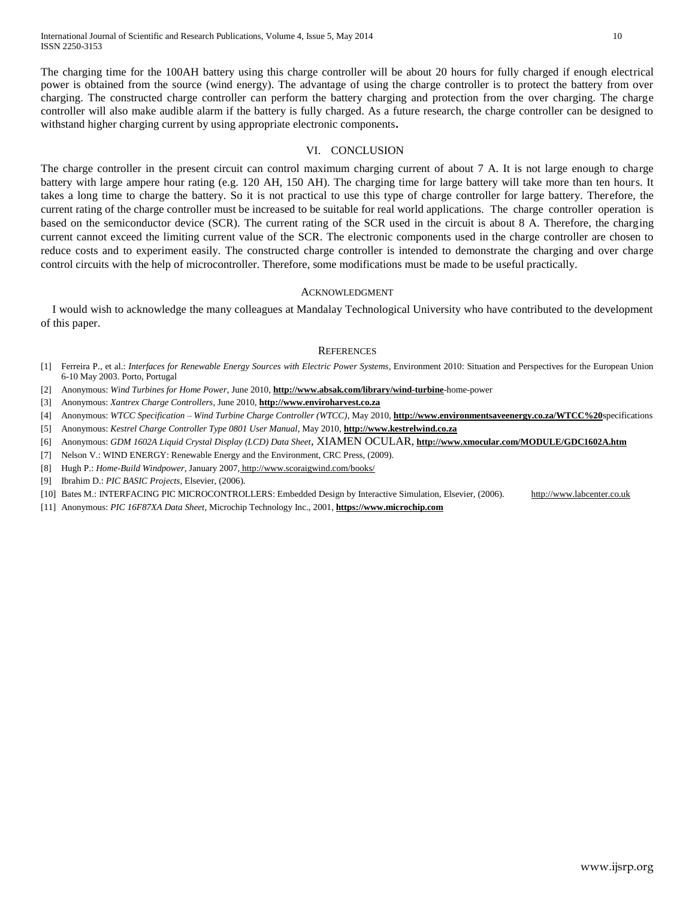The charging time for the 100AH battery using this charge controller will be about 20 hours for fully charged if enough electrical power is obtained from the source (wind energy). The advantage of using the charge controller is to protect the battery from over charging. The constructed charge controller can perform the battery charging and protection from the over charging. The charge controller will also make audible alarm if the battery is fully charged. As a future research, the charge controller can be designed to withstand higher charging current by using appropriate electronic components**.**

## VI. CONCLUSION

The charge controller in the present circuit can control maximum charging current of about 7 A. It is not large enough to charge battery with large ampere hour rating (e.g. 120 AH, 150 AH). The charging time for large battery will take more than ten hours. It takes a long time to charge the battery. So it is not practical to use this type of charge controller for large battery. Therefore, the current rating of the charge controller must be increased to be suitable for real world applications. The charge controller operation is based on the semiconductor device (SCR). The current rating of the SCR used in the circuit is about 8 A. Therefore, the charging current cannot exceed the limiting current value of the SCR. The electronic components used in the charge controller are chosen to reduce costs and to experiment easily. The constructed charge controller is intended to demonstrate the charging and over charge control circuits with the help of microcontroller. Therefore, some modifications must be made to be useful practically.

## ACKNOWLEDGMENT

I would wish to acknowledge the many colleagues at Mandalay Technological University who have contributed to the development of this paper.

## REFERENCES

[1] Ferreira P., et al.: *Interfaces for Renewable Energy Sources with Electric Power Systems,* Environment 2010: Situation and Perspectives for the European Union 6-10 May 2003. Porto, Portugal

[2] Anonymous: *Wind Turbines for Home Power,* June 2010, **http://www.absak.com/library/wind-turbine**-home-power

[3] Anonymous: *Xantrex Charge Controllers,* June 2010, **http://www.enviroharvest.co.za**

[4] Anonymous: *WTCC Specification – Wind Turbine Charge Controller (WTCC),* May 2010, **http://www.environmentsaveenergy.co.za/WTCC%20**specifications

[5] Anonymous: *Kestrel Charge Controller Type 0801 User Manual,* May 2010, **http://www.kestrelwind.co.za**

[6] Anonymous: *GDM 1602A Liquid Crystal Display (LCD) Data Sheet*, XIAMEN OCULAR, **http://www.xmocular.com/MODULE/GDC1602A.htm**

[7] Nelson V.: WIND ENERGY: Renewable Energy and the Environment, CRC Press, (2009).

[8] Hugh P.: *Home-Build Windpower,* January 2007, http://www.scoraigwind.com/books/

[9] Ibrahim D.: *PIC BASIC Projects*, Elsevier, (2006).

[10] Bates M.: INTERFACING PIC MICROCONTROLLERS: Embedded Design by Interactive Simulation, Elsevier, (2006). http://www.labcenter.co.uk

[11] Anonymous: *PIC 16F87XA Data Sheet,* Microchip Technology Inc., 2001, **https://www.microchip.com**